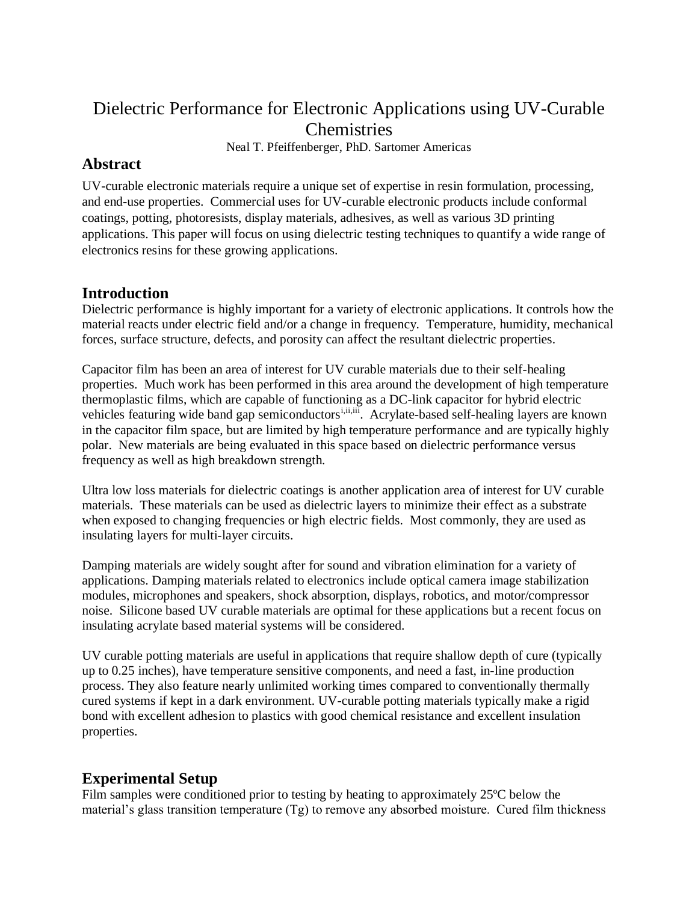# Dielectric Performance for Electronic Applications using UV-Curable Chemistries

Neal T. Pfeiffenberger, PhD. Sartomer Americas

## Abstract

UV-curable electronic materials require a unique set of expertise in resin formulation, processing, and end-use properties. Commercial uses for UV-curable electronic products include conformal coatings, potting, photoresists, display materials, adhesives, as well as various 3D printing applications. This paper will focus on using dielectric testing techniques to quantify a wide range of electronics resins for these growing applications.

## Introduction

Dielectric performance is highly important for a variety of electronic applications. It controls how the material reacts under electric field and/or a change in frequency. Temperature, humidity, mechanical forces, surface structure, defects, and porosity can affect the resultant dielectric properties.

Capacitor film has been an area of interest for UV curable materials due to their self-healing properties. Much work has been performed in this area around the development of high temperature thermoplastic films, which are capable of functioning as a DC-link capacitor for hybrid electric vehicles featuring wide band gap semiconductors[i,ii,iii]. Acrylate-based self-healing layers are known in the capacitor film space, but are limited by high temperature performance and are typically highly polar. New materials are being evaluated in this space based on dielectric performance versus frequency as well as high breakdown strength.

Ultra low loss materials for dielectric coatings is another application area of interest for UV curable materials. These materials can be used as dielectric layers to minimize their effect as a substrate when exposed to changing frequencies or high electric fields. Most commonly, they are used as insulating layers for multi-layer circuits.

Damping materials are widely sought after for sound and vibration elimination for a variety of applications. Damping materials related to electronics include optical camera image stabilization modules, microphones and speakers, shock absorption, displays, robotics, and motor/compressor noise. Silicone based UV curable materials are optimal for these applications but a recent focus on insulating acrylate based material systems will be considered.

UV curable potting materials are useful in applications that require shallow depth of cure (typically up to 0.25 inches), have temperature sensitive components, and need a fast, in-line production process. They also feature nearly unlimited working times compared to conventionally thermally cured systems if kept in a dark environment. UV-curable potting materials typically make a rigid bond with excellent adhesion to plastics with good chemical resistance and excellent insulation properties.

## Experimental Setup

Film samples were conditioned prior to testing by heating to approximately 25ºC below the material's glass transition temperature (Tg) to remove any absorbed moisture. Cured film thickness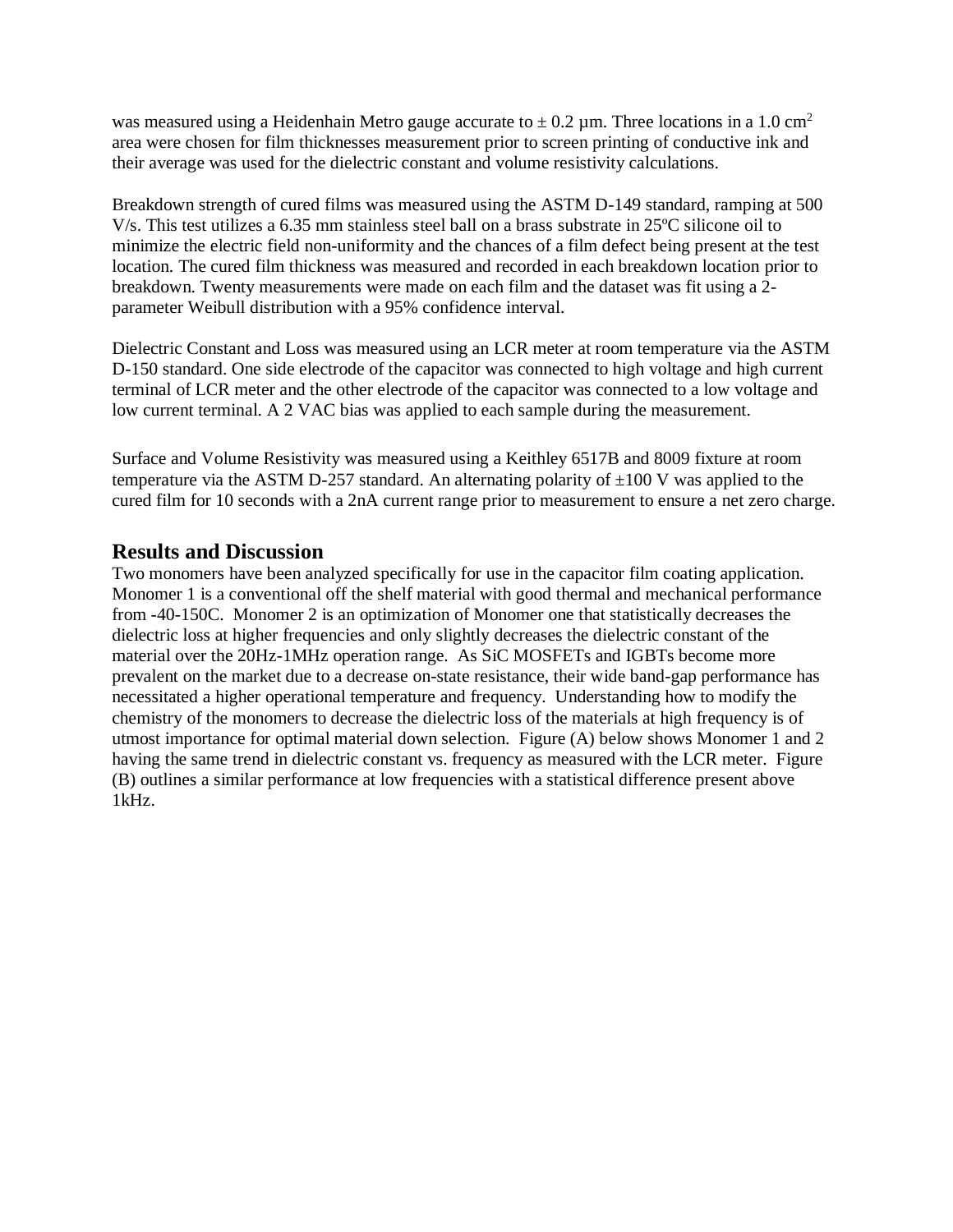was measured using a Heidenhain Metro gauge accurate to ± 0.2 µm. Three locations in a 1.0 $cm^2$ area were chosen for film thicknesses measurement prior to screen printing of conductive ink and their average was used for the dielectric constant and volume resistivity calculations.

Breakdown strength of cured films was measured using the ASTM D-149 standard, ramping at 500 V/s. This test utilizes a 6.35 mm stainless steel ball on a brass substrate in 25ºC silicone oil to minimize the electric field non-uniformity and the chances of a film defect being present at the test location. The cured film thickness was measured and recorded in each breakdown location prior to breakdown. Twenty measurements were made on each film and the dataset was fit using a 2-parameter Weibull distribution with a 95% confidence interval.

Dielectric Constant and Loss was measured using an LCR meter at room temperature via the ASTM D-150 standard. One side electrode of the capacitor was connected to high voltage and high current terminal of LCR meter and the other electrode of the capacitor was connected to a low voltage and low current terminal. A 2 VAC bias was applied to each sample during the measurement.

Surface and Volume Resistivity was measured using a Keithley 6517B and 8009 fixture at room temperature via the ASTM D-257 standard. An alternating polarity of ±100 V was applied to the cured film for 10 seconds with a 2nA current range prior to measurement to ensure a net zero charge.

## Results and Discussion

Two monomers have been analyzed specifically for use in the capacitor film coating application. Monomer 1 is a conventional off the shelf material with good thermal and mechanical performance from -40-150C. Monomer 2 is an optimization of Monomer one that statistically decreases the dielectric loss at higher frequencies and only slightly decreases the dielectric constant of the material over the 20Hz-1MHz operation range. As SiC MOSFETs and IGBTs become more prevalent on the market due to a decrease on-state resistance, their wide band-gap performance has necessitated a higher operational temperature and frequency. Understanding how to modify the chemistry of the monomers to decrease the dielectric loss of the materials at high frequency is of utmost importance for optimal material down selection. Figure (A) below shows Monomer 1 and 2 having the same trend in dielectric constant vs. frequency as measured with the LCR meter. Figure (B) outlines a similar performance at low frequencies with a statistical difference present above 1kHz.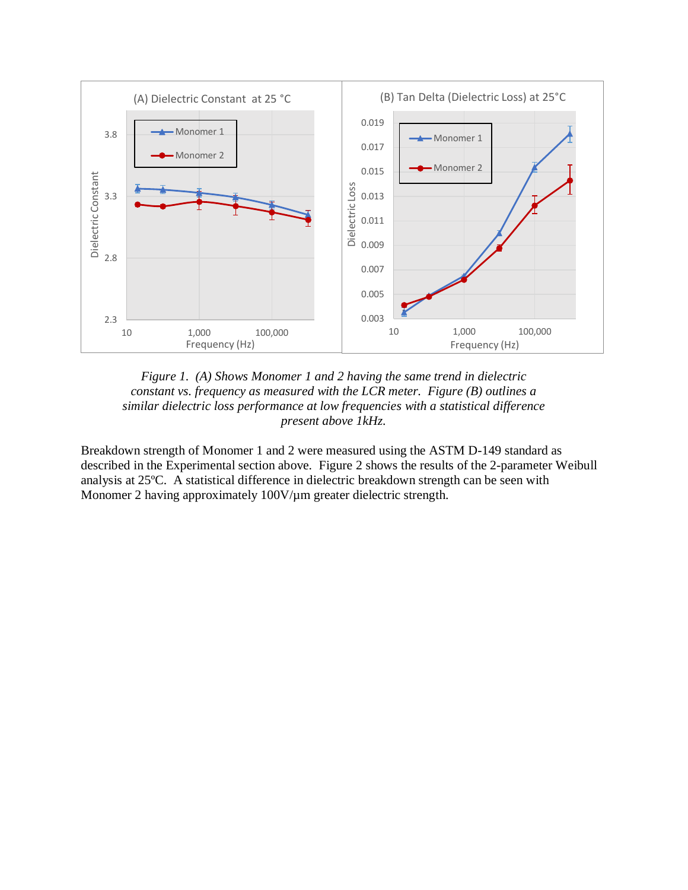*Figure 1. (A) Shows Monomer 1 and 2 having the same trend in dielectric constant vs. frequency as measured with the LCR meter. Figure (B) outlines a similar dielectric loss performance at low frequencies with a statistical difference present above 1kHz.*

Breakdown strength of Monomer 1 and 2 were measured using the ASTM D-149 standard as described in the Experimental section above. Figure 2 shows the results of the 2-parameter Weibull analysis at 25ºC. A statistical difference in dielectric breakdown strength can be seen with Monomer 2 having approximately 100V/µm greater dielectric strength.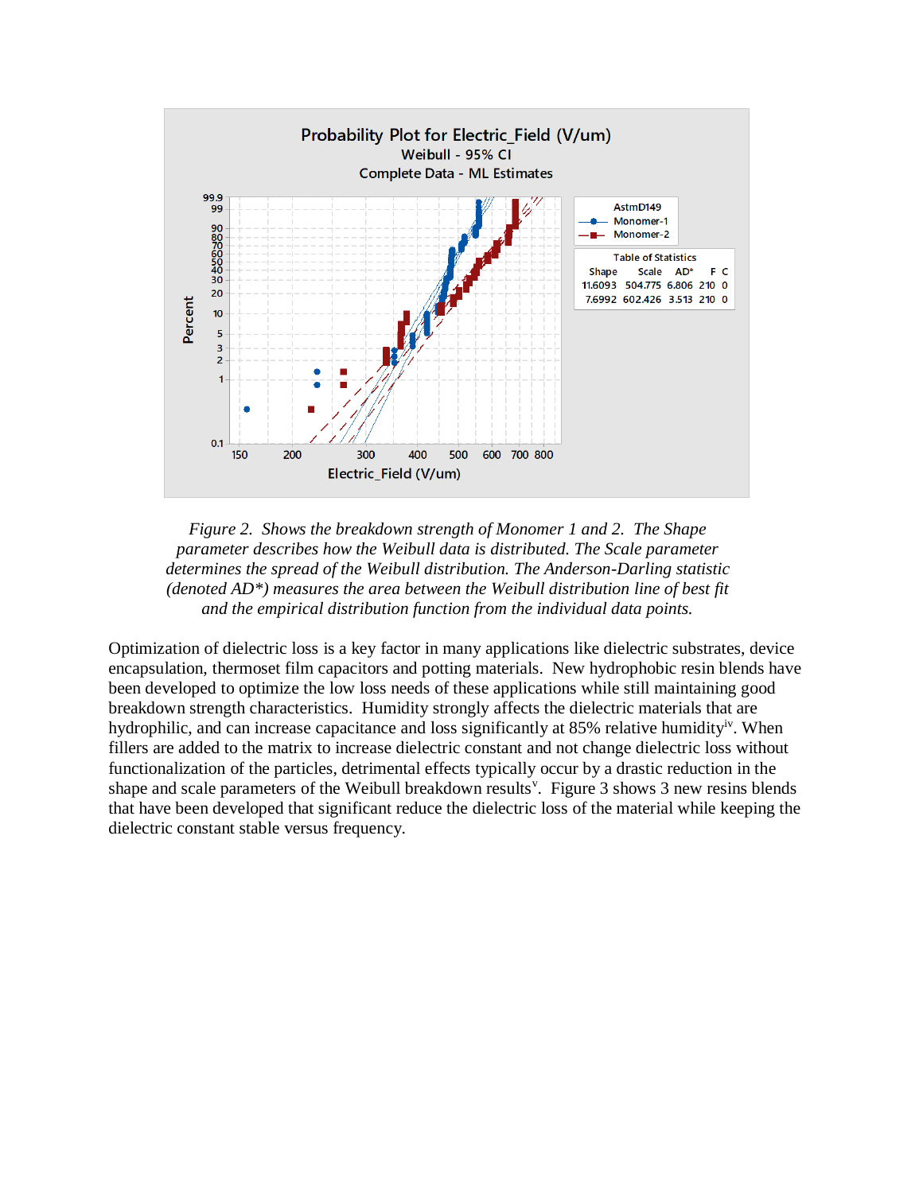*Figure 2. Shows the breakdown strength of Monomer 1 and 2. The Shape parameter describes how the Weibull data is distributed. The Scale parameter determines the spread of the Weibull distribution. The Anderson-Darling statistic (denoted AD\*) measures the area between the Weibull distribution line of best fit and the empirical distribution function from the individual data points.*

Optimization of dielectric loss is a key factor in many applications like dielectric substrates, device encapsulation, thermoset film capacitors and potting materials. New hydrophobic resin blends have been developed to optimize the low loss needs of these applications while still maintaining good breakdown strength characteristics. Humidity strongly affects the dielectric materials that are hydrophilic, and can increase capacitance and loss significantly at 85% relative humidity[iv]. When fillers are added to the matrix to increase dielectric constant and not change dielectric loss without functionalization of the particles, detrimental effects typically occur by a drastic reduction in the shape and scale parameters of the Weibull breakdown results[v]. Figure 3 shows 3 new resins blends that have been developed that significant reduce the dielectric loss of the material while keeping the dielectric constant stable versus frequency.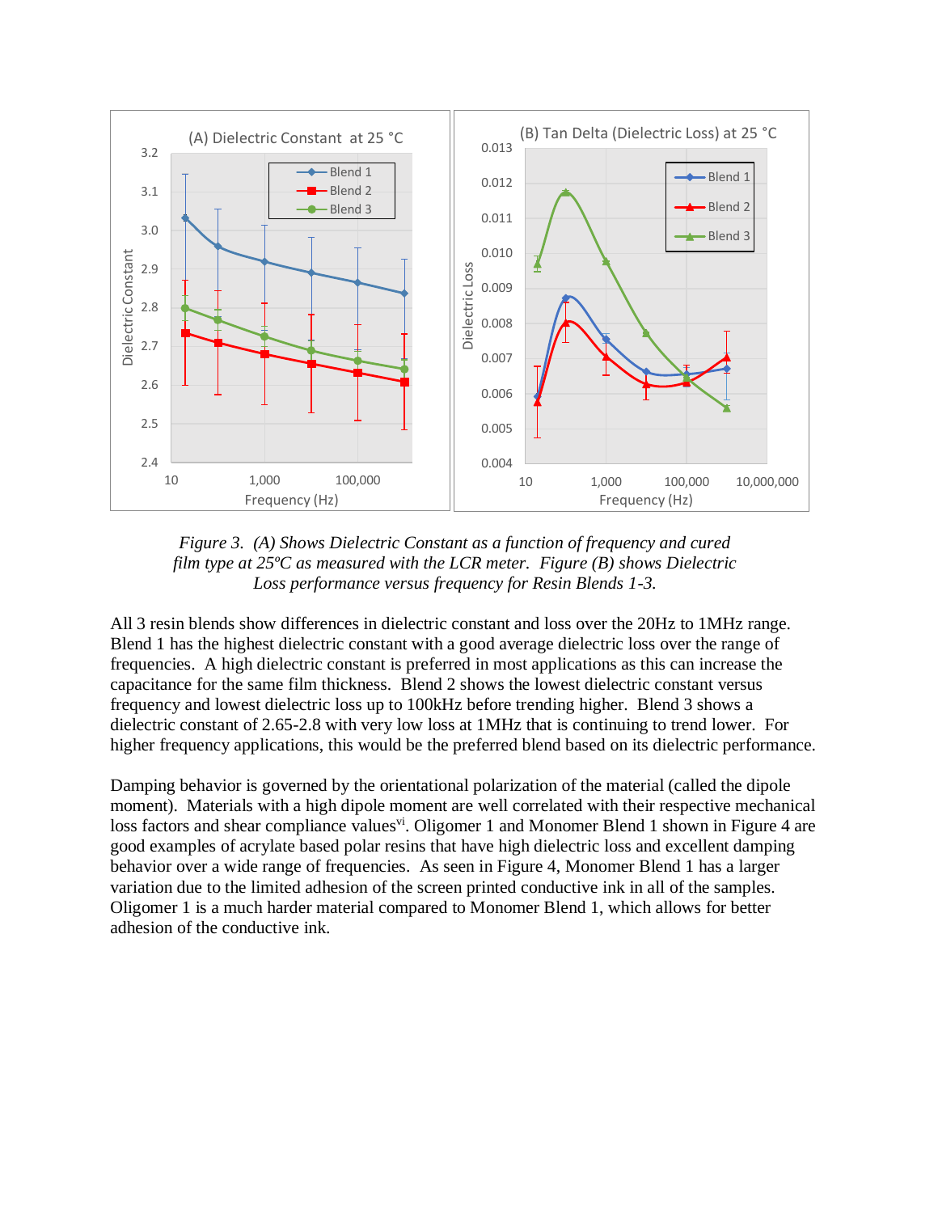*Figure 3. (A) Shows Dielectric Constant as a function of frequency and cured film type at 25ºC as measured with the LCR meter. Figure (B) shows Dielectric Loss performance versus frequency for Resin Blends 1-3.*

All 3 resin blends show differences in dielectric constant and loss over the 20Hz to 1MHz range. Blend 1 has the highest dielectric constant with a good average dielectric loss over the range of frequencies. A high dielectric constant is preferred in most applications as this can increase the capacitance for the same film thickness. Blend 2 shows the lowest dielectric constant versus frequency and lowest dielectric loss up to 100kHz before trending higher. Blend 3 shows a dielectric constant of 2.65-2.8 with very low loss at 1MHz that is continuing to trend lower. For higher frequency applications, this would be the preferred blend based on its dielectric performance.

Damping behavior is governed by the orientational polarization of the material (called the dipole moment). Materials with a high dipole moment are well correlated with their respective mechanical loss factors and shear compliance values[vi]. Oligomer 1 and Monomer Blend 1 shown in Figure 4 are good examples of acrylate based polar resins that have high dielectric loss and excellent damping behavior over a wide range of frequencies. As seen in Figure 4, Monomer Blend 1 has a larger variation due to the limited adhesion of the screen printed conductive ink in all of the samples. Oligomer 1 is a much harder material compared to Monomer Blend 1, which allows for better adhesion of the conductive ink.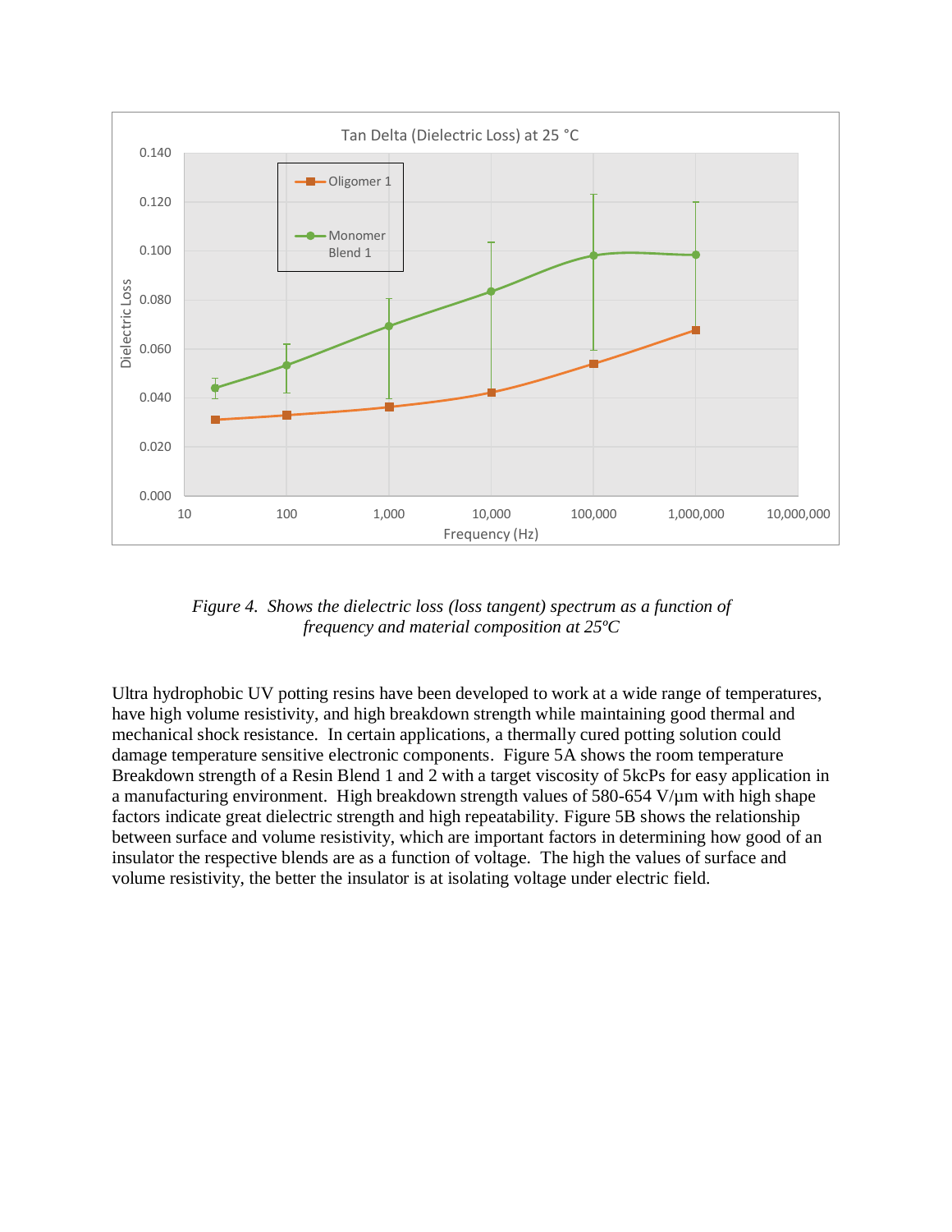*Figure 4. Shows the dielectric loss (loss tangent) spectrum as a function of frequency and material composition at 25ºC*

Ultra hydrophobic UV potting resins have been developed to work at a wide range of temperatures, have high volume resistivity, and high breakdown strength while maintaining good thermal and mechanical shock resistance. In certain applications, a thermally cured potting solution could damage temperature sensitive electronic components. Figure 5A shows the room temperature Breakdown strength of a Resin Blend 1 and 2 with a target viscosity of 5kcPs for easy application in a manufacturing environment. High breakdown strength values of 580-654 V/µm with high shape factors indicate great dielectric strength and high repeatability. Figure 5B shows the relationship between surface and volume resistivity, which are important factors in determining how good of an insulator the respective blends are as a function of voltage. The high the values of surface and volume resistivity, the better the insulator is at isolating voltage under electric field.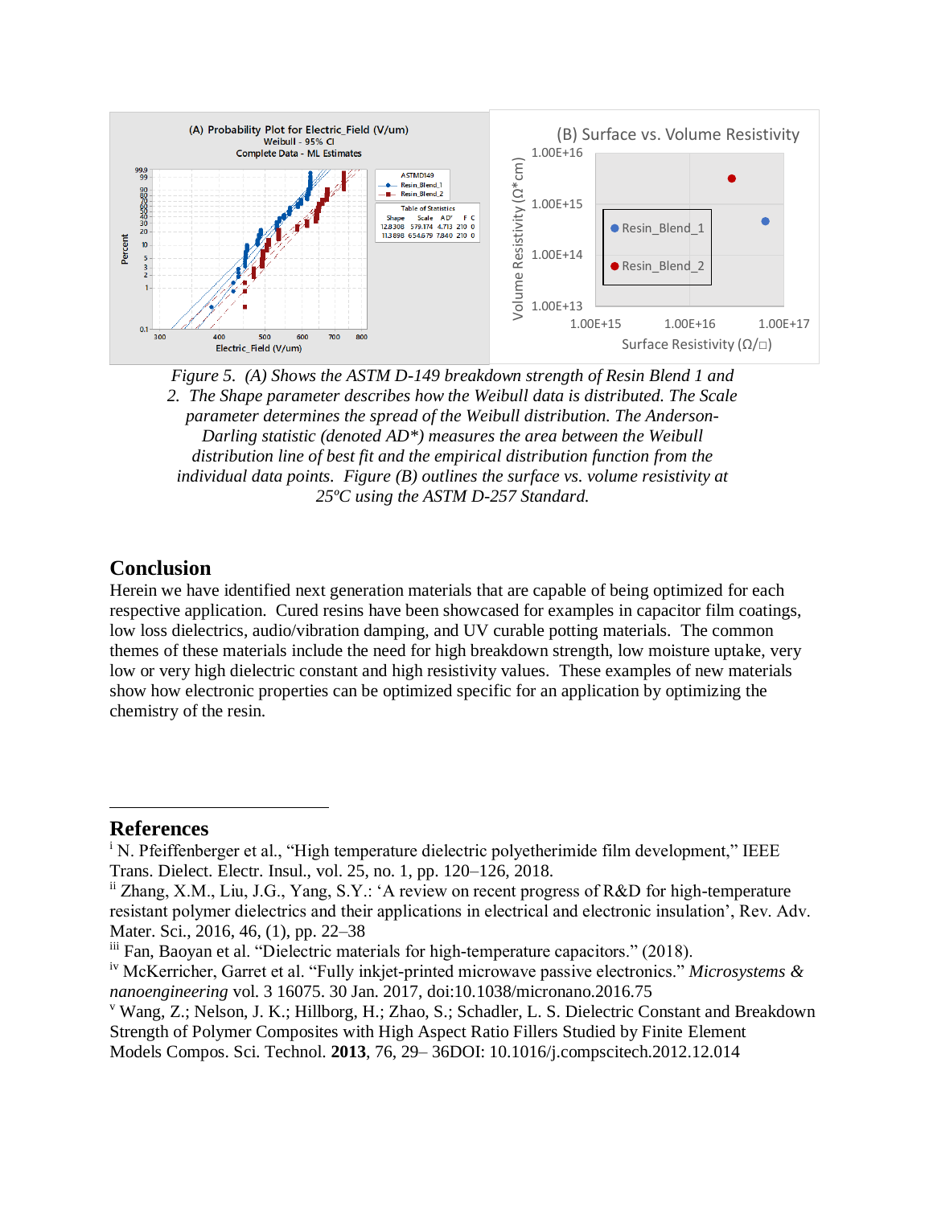*Figure 5. (A) Shows the ASTM D-149 breakdown strength of Resin Blend 1 and 2. The Shape parameter describes how the Weibull data is distributed. The Scale parameter determines the spread of the Weibull distribution. The Anderson-Darling statistic (denoted AD\*) measures the area between the Weibull distribution line of best fit and the empirical distribution function from the individual data points. Figure (B) outlines the surface vs. volume resistivity at 25ºC using the ASTM D-257 Standard.*

## Conclusion

Herein we have identified next generation materials that are capable of being optimized for each respective application. Cured resins have been showcased for examples in capacitor film coatings, low loss dielectrics, audio/vibration damping, and UV curable potting materials. The common themes of these materials include the need for high breakdown strength, low moisture uptake, very low or very high dielectric constant and high resistivity values. These examples of new materials show how electronic properties can be optimized specific for an application by optimizing the chemistry of the resin.

## References

[i] N. Pfeiffenberger et al., "High temperature dielectric polyetherimide film development," IEEE Trans. Dielect. Electr. Insul., vol. 25, no. 1, pp. 120–126, 2018.

[ii] Zhang, X.M., Liu, J.G., Yang, S.Y.: 'A review on recent progress of R&D for high-temperature resistant polymer dielectrics and their applications in electrical and electronic insulation', Rev. Adv. Mater. Sci., 2016, 46, (1), pp. 22–38

[iii] Fan, Baoyan et al. "Dielectric materials for high-temperature capacitors." (2018).

[iv] McKerricher, Garret et al. "Fully inkjet-printed microwave passive electronics." *Microsystems & nanoengineering* vol. 3 16075. 30 Jan. 2017, doi:10.1038/micronano.2016.75

[v] Wang, Z.; Nelson, J. K.; Hillborg, H.; Zhao, S.; Schadler, L. S. Dielectric Constant and Breakdown Strength of Polymer Composites with High Aspect Ratio Fillers Studied by Finite Element Models Compos. Sci. Technol. **2013**, 76, 29– 36DOI: 10.1016/j.compscitech.2012.12.014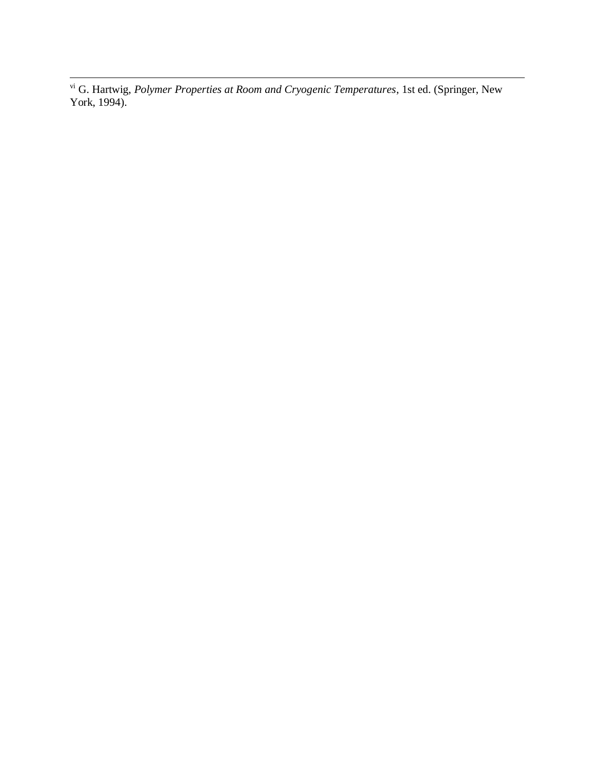[vi] G. Hartwig, *Polymer Properties at Room and Cryogenic Temperatures*, 1st ed. (Springer, New York, 1994).